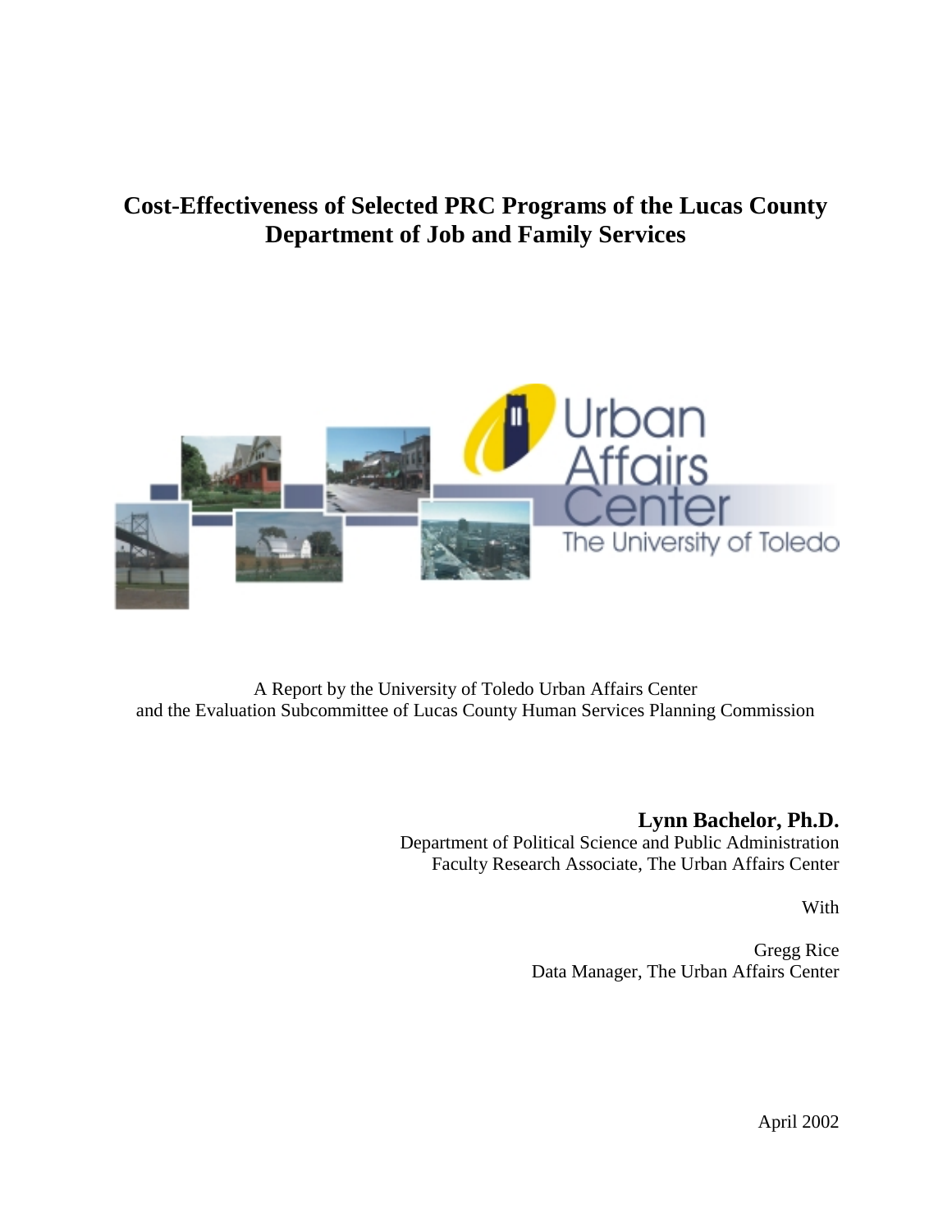# Cost-Effectiveness of Selected PRC Programs of the Lucas County Department of Job and Family Services

Urban Affairs Center

The University of Toledo

A Report by the University of Toledo Urban Affairs Center
and the Evaluation Subcommittee of Lucas County Human Services Planning Commission

**Lynn Bachelor, Ph.D.**
Department of Political Science and Public Administration
Faculty Research Associate, The Urban Affairs Center

With

Gregg Rice
Data Manager, The Urban Affairs Center

April 2002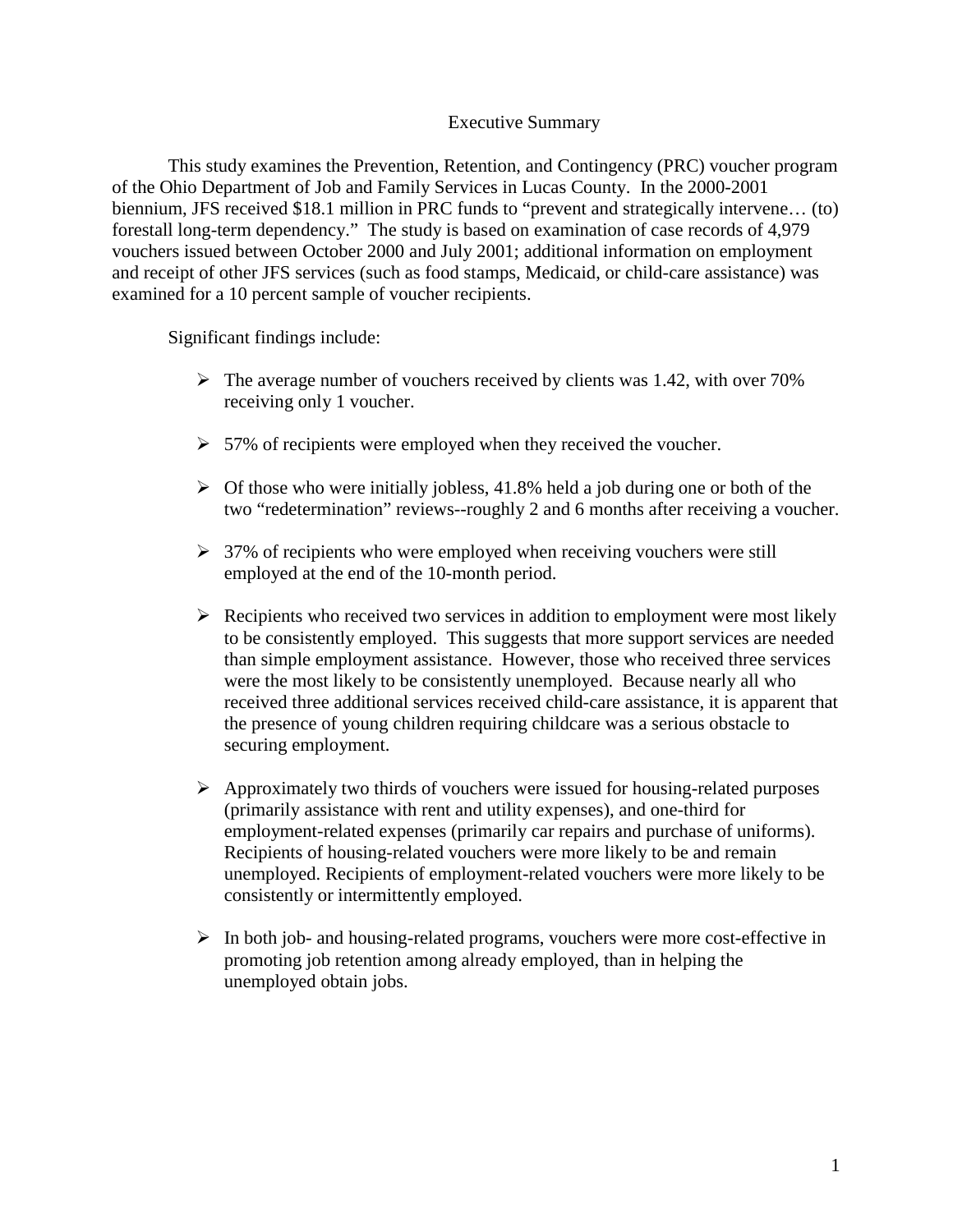# Executive Summary

This study examines the Prevention, Retention, and Contingency (PRC) voucher program of the Ohio Department of Job and Family Services in Lucas County. In the 2000-2001 biennium, JFS received $18.1 million in PRC funds to "prevent and strategically intervene… (to) forestall long-term dependency." The study is based on examination of case records of 4,979 vouchers issued between October 2000 and July 2001; additional information on employment and receipt of other JFS services (such as food stamps, Medicaid, or child-care assistance) was examined for a 10 percent sample of voucher recipients.

Significant findings include:

- The average number of vouchers received by clients was 1.42, with over 70% receiving only 1 voucher.
- 57% of recipients were employed when they received the voucher.
- Of those who were initially jobless, 41.8% held a job during one or both of the two "redetermination" reviews--roughly 2 and 6 months after receiving a voucher.
- 37% of recipients who were employed when receiving vouchers were still employed at the end of the 10-month period.
- Recipients who received two services in addition to employment were most likely to be consistently employed. This suggests that more support services are needed than simple employment assistance. However, those who received three services were the most likely to be consistently unemployed. Because nearly all who received three additional services received child-care assistance, it is apparent that the presence of young children requiring childcare was a serious obstacle to securing employment.
- Approximately two thirds of vouchers were issued for housing-related purposes (primarily assistance with rent and utility expenses), and one-third for employment-related expenses (primarily car repairs and purchase of uniforms). Recipients of housing-related vouchers were more likely to be and remain unemployed. Recipients of employment-related vouchers were more likely to be consistently or intermittently employed.
- In both job- and housing-related programs, vouchers were more cost-effective in promoting job retention among already employed, than in helping the unemployed obtain jobs.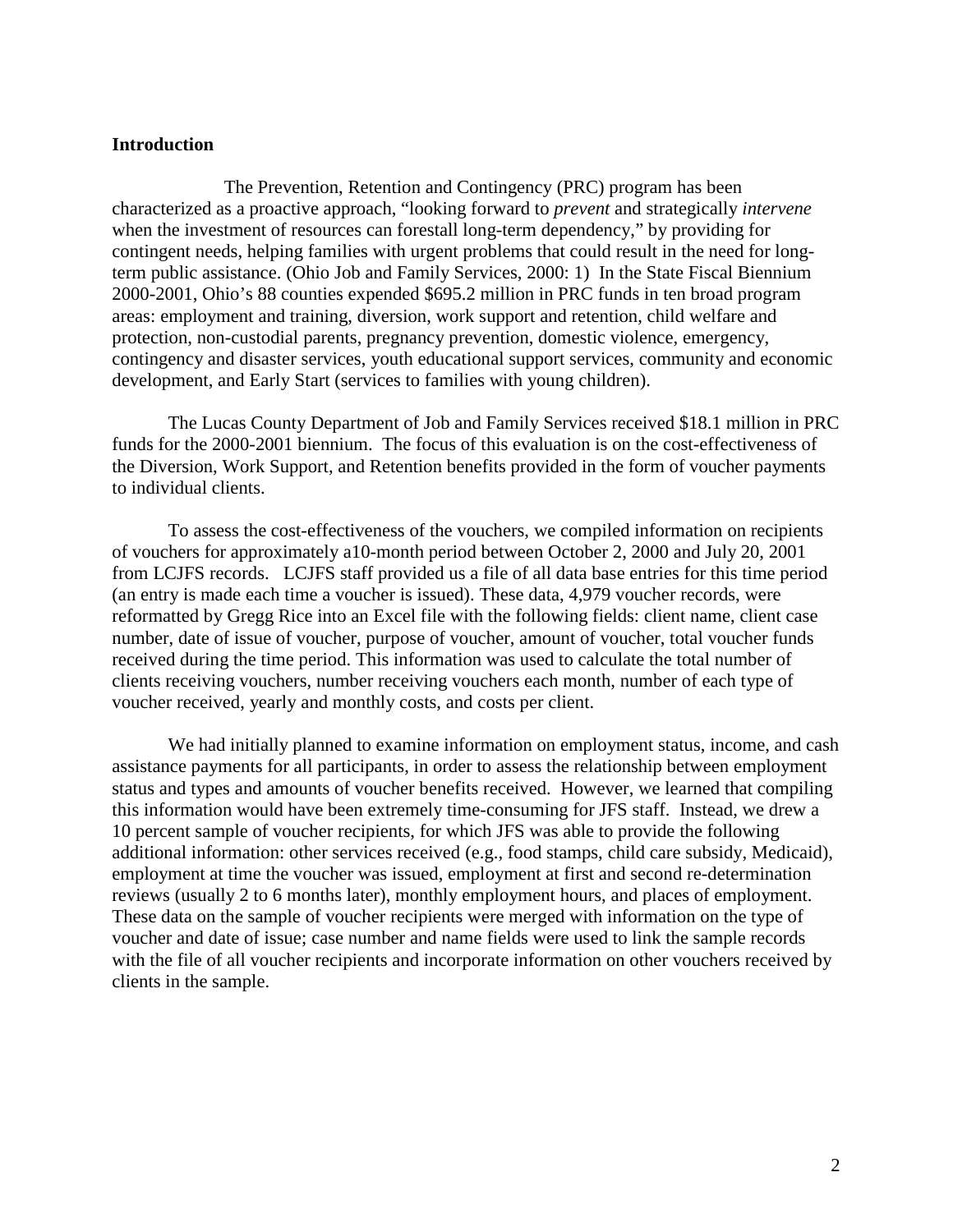**Introduction**

The Prevention, Retention and Contingency (PRC) program has been characterized as a proactive approach, "looking forward to *prevent* and strategically *intervene* when the investment of resources can forestall long-term dependency," by providing for contingent needs, helping families with urgent problems that could result in the need for long-term public assistance. (Ohio Job and Family Services, 2000: 1) In the State Fiscal Biennium 2000-2001, Ohio's 88 counties expended $695.2 million in PRC funds in ten broad program areas: employment and training, diversion, work support and retention, child welfare and protection, non-custodial parents, pregnancy prevention, domestic violence, emergency, contingency and disaster services, youth educational support services, community and economic development, and Early Start (services to families with young children).

The Lucas County Department of Job and Family Services received $18.1 million in PRC funds for the 2000-2001 biennium. The focus of this evaluation is on the cost-effectiveness of the Diversion, Work Support, and Retention benefits provided in the form of voucher payments to individual clients.

To assess the cost-effectiveness of the vouchers, we compiled information on recipients of vouchers for approximately a10-month period between October 2, 2000 and July 20, 2001 from LCJFS records. LCJFS staff provided us a file of all data base entries for this time period (an entry is made each time a voucher is issued). These data, 4,979 voucher records, were reformatted by Gregg Rice into an Excel file with the following fields: client name, client case number, date of issue of voucher, purpose of voucher, amount of voucher, total voucher funds received during the time period. This information was used to calculate the total number of clients receiving vouchers, number receiving vouchers each month, number of each type of voucher received, yearly and monthly costs, and costs per client.

We had initially planned to examine information on employment status, income, and cash assistance payments for all participants, in order to assess the relationship between employment status and types and amounts of voucher benefits received. However, we learned that compiling this information would have been extremely time-consuming for JFS staff. Instead, we drew a 10 percent sample of voucher recipients, for which JFS was able to provide the following additional information: other services received (e.g., food stamps, child care subsidy, Medicaid), employment at time the voucher was issued, employment at first and second re-determination reviews (usually 2 to 6 months later), monthly employment hours, and places of employment. These data on the sample of voucher recipients were merged with information on the type of voucher and date of issue; case number and name fields were used to link the sample records with the file of all voucher recipients and incorporate information on other vouchers received by clients in the sample.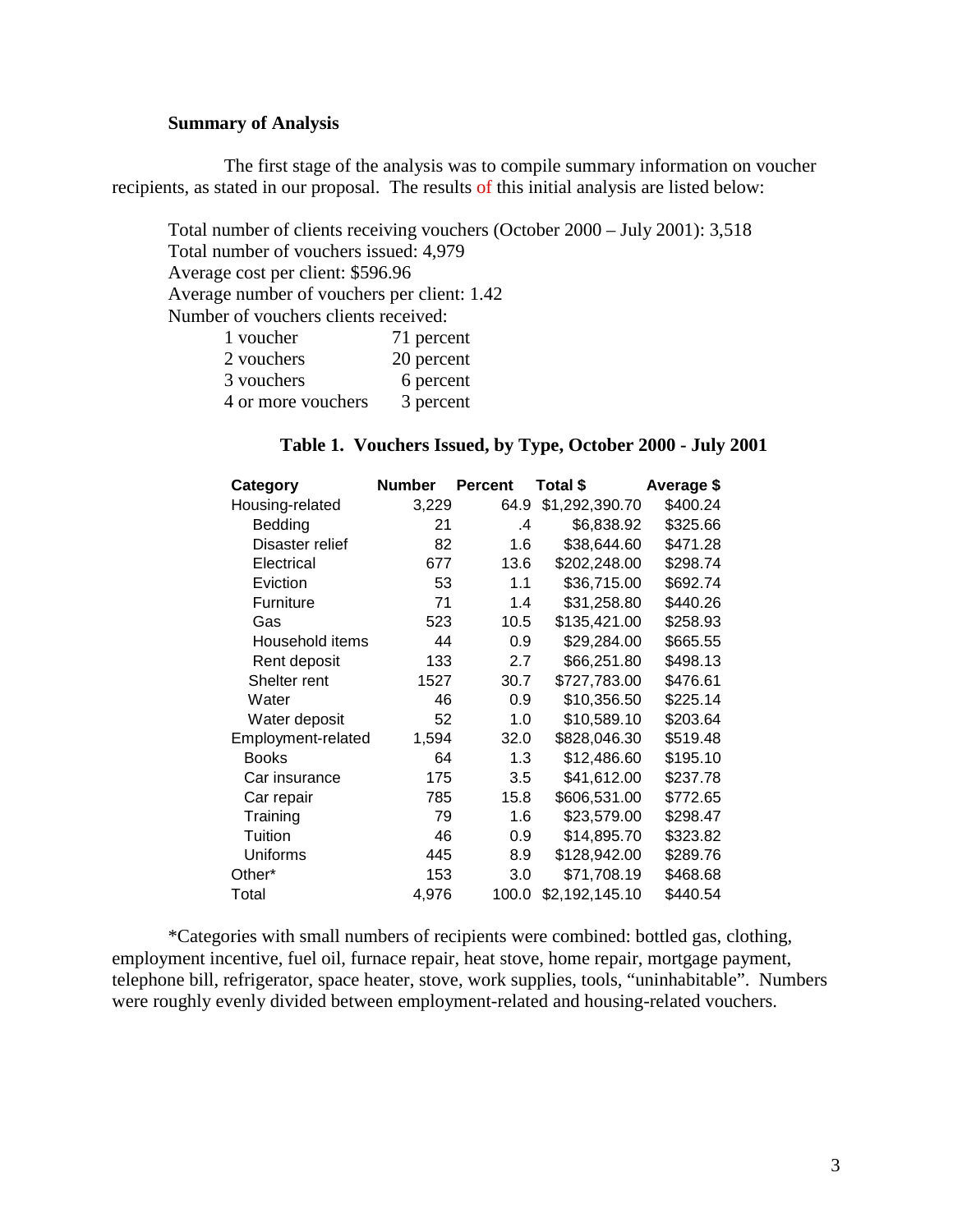**Summary of Analysis**

The first stage of the analysis was to compile summary information on voucher recipients, as stated in our proposal. The results of this initial analysis are listed below:

Total number of clients receiving vouchers (October 2000 – July 2001): 3,518
Total number of vouchers issued: 4,979
Average cost per client: $596.96
Average number of vouchers per client: 1.42
Number of vouchers clients received:

| | |
|---|---|
| 1 voucher | 71 percent |
| 2 vouchers | 20 percent |
| 3 vouchers | 6 percent |
| 4 or more vouchers | 3 percent |

**Table 1. Vouchers Issued, by Type, October 2000 - July 2001**

| Category | Number | Percent | Total $ | Average $ |
|---|---|---|---|---|
| Housing-related | 3,229 | 64.9 | $1,292,390.70 | $400.24 |
| Bedding | 21 | .4 | $6,838.92 | $325.66 |
| Disaster relief | 82 | 1.6 | $38,644.60 | $471.28 |
| Electrical | 677 | 13.6 | $202,248.00 | $298.74 |
| Eviction | 53 | 1.1 | $36,715.00 | $692.74 |
| Furniture | 71 | 1.4 | $31,258.80 | $440.26 |
| Gas | 523 | 10.5 | $135,421.00 | $258.93 |
| Household items | 44 | 0.9 | $29,284.00 | $665.55 |
| Rent deposit | 133 | 2.7 | $66,251.80 | $498.13 |
| Shelter rent | 1527 | 30.7 | $727,783.00 | $476.61 |
| Water | 46 | 0.9 | $10,356.50 | $225.14 |
| Water deposit | 52 | 1.0 | $10,589.10 | $203.64 |
| Employment-related | 1,594 | 32.0 | $828,046.30 | $519.48 |
| Books | 64 | 1.3 | $12,486.60 | $195.10 |
| Car insurance | 175 | 3.5 | $41,612.00 | $237.78 |
| Car repair | 785 | 15.8 | $606,531.00 | $772.65 |
| Training | 79 | 1.6 | $23,579.00 | $298.47 |
| Tuition | 46 | 0.9 | $14,895.70 | $323.82 |
| Uniforms | 445 | 8.9 | $128,942.00 | $289.76 |
| Other* | 153 | 3.0 | $71,708.19 | $468.68 |
| Total | 4,976 | 100.0 | $2,192,145.10 | $440.54 |

*Categories with small numbers of recipients were combined: bottled gas, clothing, employment incentive, fuel oil, furnace repair, heat stove, home repair, mortgage payment, telephone bill, refrigerator, space heater, stove, work supplies, tools, "uninhabitable". Numbers were roughly evenly divided between employment-related and housing-related vouchers.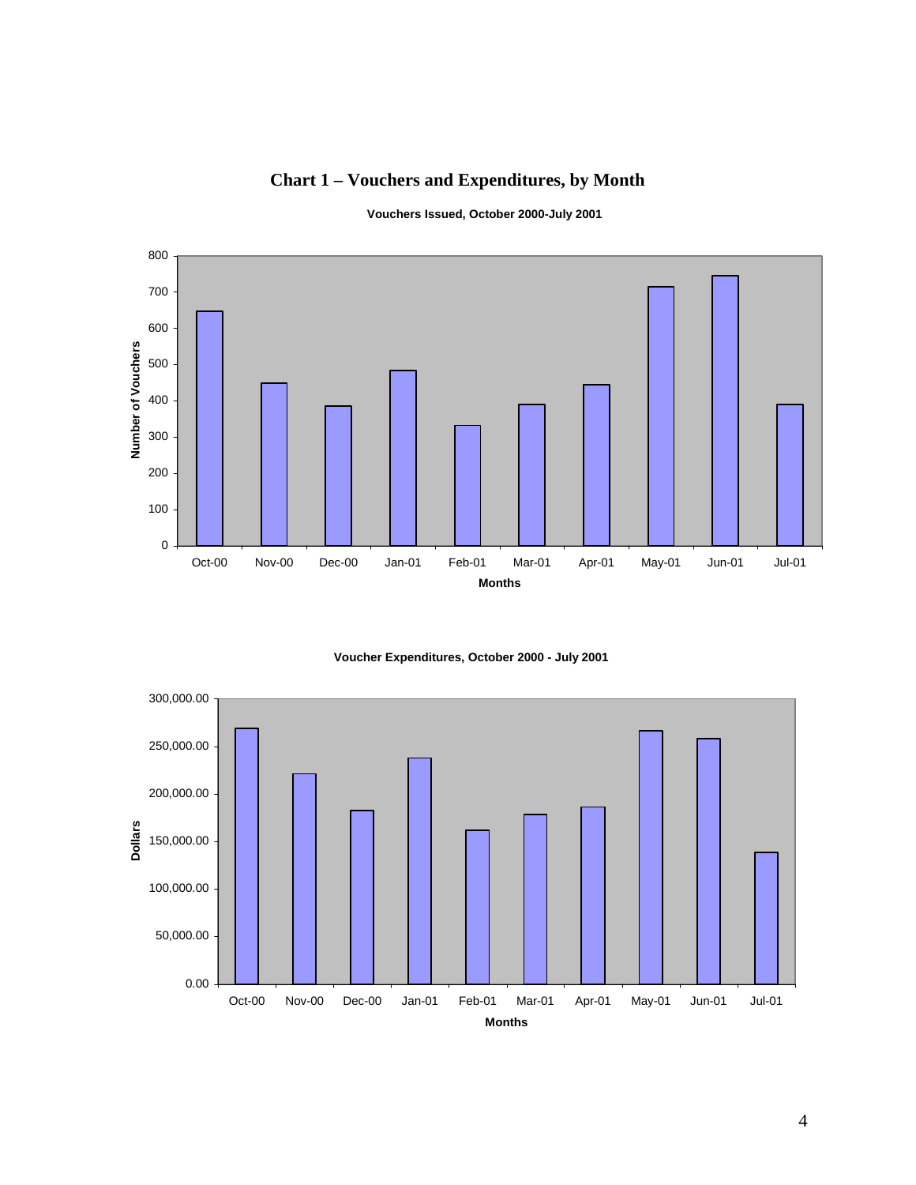**Chart 1 – Vouchers and Expenditures, by Month**

Vouchers Issued, October 2000-July 2001

Number of Vouchers

800
700
600
500
400
300
200
100
0

Oct-00 Nov-00 Dec-00 Jan-01 Feb-01 Mar-01 Apr-01 May-01 Jun-01 Jul-01

Months

Voucher Expenditures, October 2000 - July 2001

Dollars

300,000.00
250,000.00
200,000.00
150,000.00
100,000.00
50,000.00
0.00

Oct-00 Nov-00 Dec-00 Jan-01 Feb-01 Mar-01 Apr-01 May-01 Jun-01 Jul-01

Months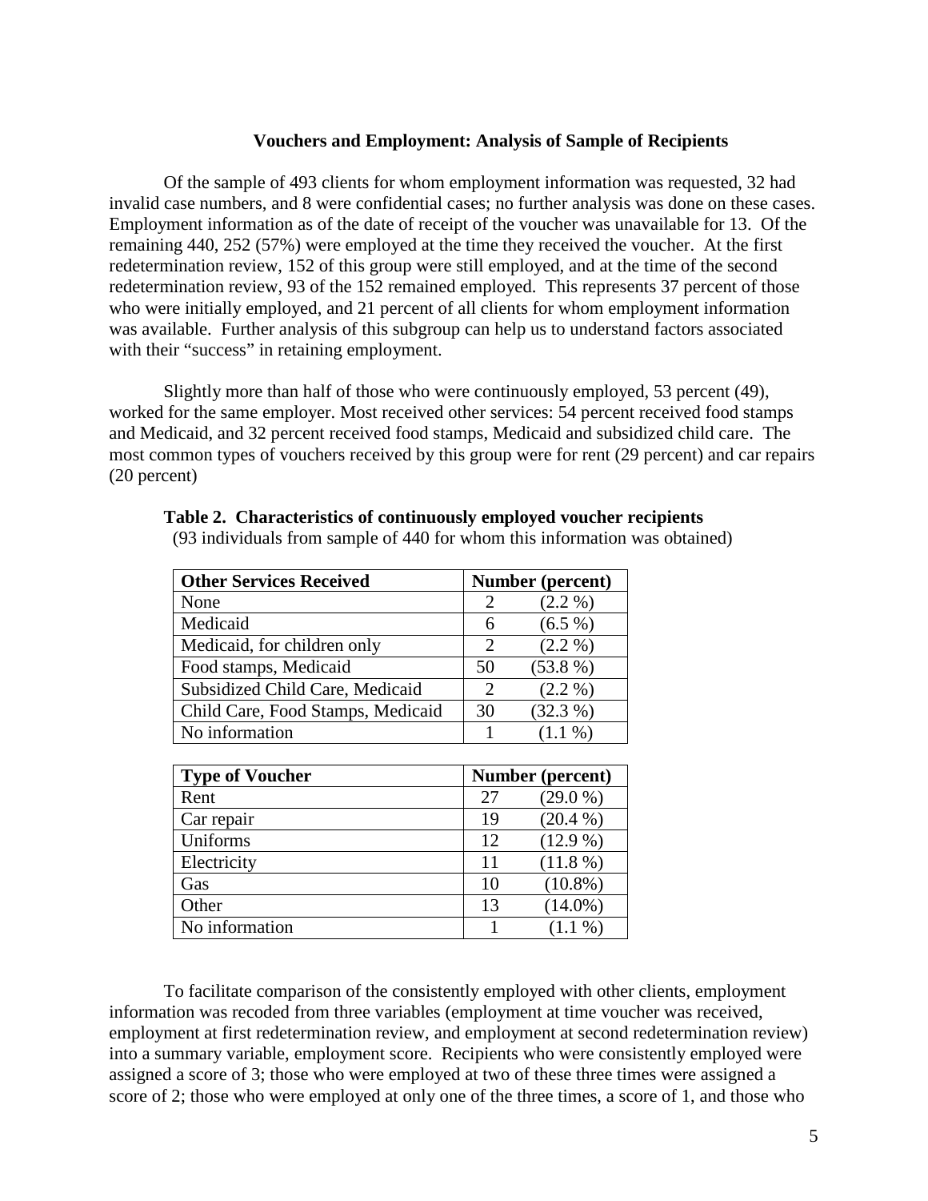### Vouchers and Employment: Analysis of Sample of Recipients

Of the sample of 493 clients for whom employment information was requested, 32 had invalid case numbers, and 8 were confidential cases; no further analysis was done on these cases. Employment information as of the date of receipt of the voucher was unavailable for 13. Of the remaining 440, 252 (57%) were employed at the time they received the voucher. At the first redetermination review, 152 of this group were still employed, and at the time of the second redetermination review, 93 of the 152 remained employed. This represents 37 percent of those who were initially employed, and 21 percent of all clients for whom employment information was available. Further analysis of this subgroup can help us to understand factors associated with their "success" in retaining employment.

Slightly more than half of those who were continuously employed, 53 percent (49), worked for the same employer. Most received other services: 54 percent received food stamps and Medicaid, and 32 percent received food stamps, Medicaid and subsidized child care. The most common types of vouchers received by this group were for rent (29 percent) and car repairs (20 percent)

**Table 2. Characteristics of continuously employed voucher recipients**
(93 individuals from sample of 440 for whom this information was obtained)

| Other Services Received | Number (percent) |
|---|---|
| None | 2 (2.2 %) |
| Medicaid | 6 (6.5 %) |
| Medicaid, for children only | 2 (2.2 %) |
| Food stamps, Medicaid | 50 (53.8 %) |
| Subsidized Child Care, Medicaid | 2 (2.2 %) |
| Child Care, Food Stamps, Medicaid | 30 (32.3 %) |
| No information | 1 (1.1 %) |

| Type of Voucher | Number (percent) |
|---|---|
| Rent | 27 (29.0 %) |
| Car repair | 19 (20.4 %) |
| Uniforms | 12 (12.9 %) |
| Electricity | 11 (11.8 %) |
| Gas | 10 (10.8%) |
| Other | 13 (14.0%) |
| No information | 1 (1.1 %) |

To facilitate comparison of the consistently employed with other clients, employment information was recoded from three variables (employment at time voucher was received, employment at first redetermination review, and employment at second redetermination review) into a summary variable, employment score. Recipients who were consistently employed were assigned a score of 3; those who were employed at two of these three times were assigned a score of 2; those who were employed at only one of the three times, a score of 1, and those who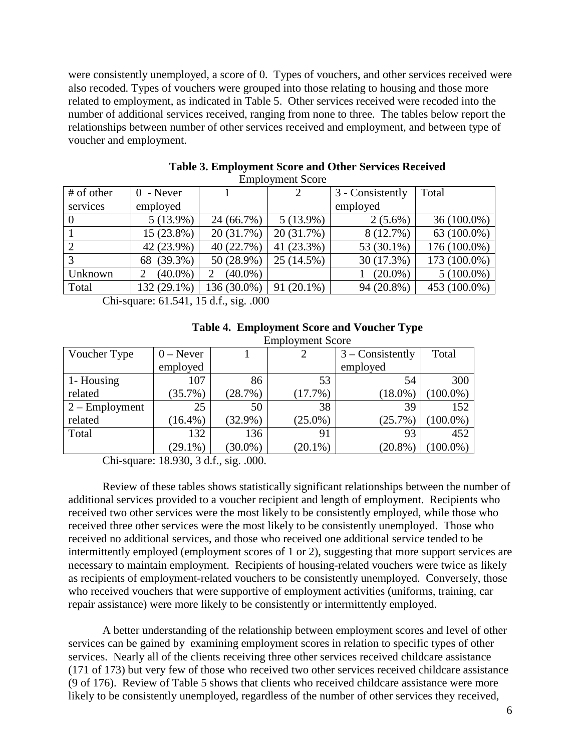were consistently unemployed, a score of 0. Types of vouchers, and other services received were also recoded. Types of vouchers were grouped into those relating to housing and those more related to employment, as indicated in Table 5. Other services received were recoded into the number of additional services received, ranging from none to three. The tables below report the relationships between number of other services received and employment, and between type of voucher and employment.

**Table 3. Employment Score and Other Services Received**

| | Employment Score | | | | |
|---|---|---|---|---|---|
| # of other services | 0 - Never employed | 1 | 2 | 3 - Consistently employed | Total |
| 0 | 5 (13.9%) | 24 (66.7%) | 5 (13.9%) | 2 (5.6%) | 36 (100.0%) |
| 1 | 15 (23.8%) | 20 (31.7%) | 20 (31.7%) | 8 (12.7%) | 63 (100.0%) |
| 2 | 42 (23.9%) | 40 (22.7%) | 41 (23.3%) | 53 (30.1%) | 176 (100.0%) |
| 3 | 68 (39.3%) | 50 (28.9%) | 25 (14.5%) | 30 (17.3%) | 173 (100.0%) |
| Unknown | 2 (40.0%) | 2 (40.0%) | | 1 (20.0%) | 5 (100.0%) |
| Total | 132 (29.1%) | 136 (30.0%) | 91 (20.1%) | 94 (20.8%) | 453 (100.0%) |

Chi-square: 61.541, 15 d.f., sig. .000

**Table 4. Employment Score and Voucher Type**

| | Employment Score | | | | |
|---|---|---|---|---|---|
| Voucher Type | 0 – Never employed | 1 | 2 | 3 – Consistently employed | Total |
| 1- Housing related | 107 (35.7%) | 86 (28.7%) | 53 (17.7%) | 54 (18.0%) | 300 (100.0%) |
| 2 – Employment related | 25 (16.4%) | 50 (32.9%) | 38 (25.0%) | 39 (25.7%) | 152 (100.0%) |
| Total | 132 (29.1%) | 136 (30.0%) | 91 (20.1%) | 93 (20.8%) | 452 (100.0%) |

Chi-square: 18.930, 3 d.f., sig. .000.

Review of these tables shows statistically significant relationships between the number of additional services provided to a voucher recipient and length of employment. Recipients who received two other services were the most likely to be consistently employed, while those who received three other services were the most likely to be consistently unemployed. Those who received no additional services, and those who received one additional service tended to be intermittently employed (employment scores of 1 or 2), suggesting that more support services are necessary to maintain employment. Recipients of housing-related vouchers were twice as likely as recipients of employment-related vouchers to be consistently unemployed. Conversely, those who received vouchers that were supportive of employment activities (uniforms, training, car repair assistance) were more likely to be consistently or intermittently employed.

A better understanding of the relationship between employment scores and level of other services can be gained by examining employment scores in relation to specific types of other services. Nearly all of the clients receiving three other services received childcare assistance (171 of 173) but very few of those who received two other services received childcare assistance (9 of 176). Review of Table 5 shows that clients who received childcare assistance were more likely to be consistently unemployed, regardless of the number of other services they received,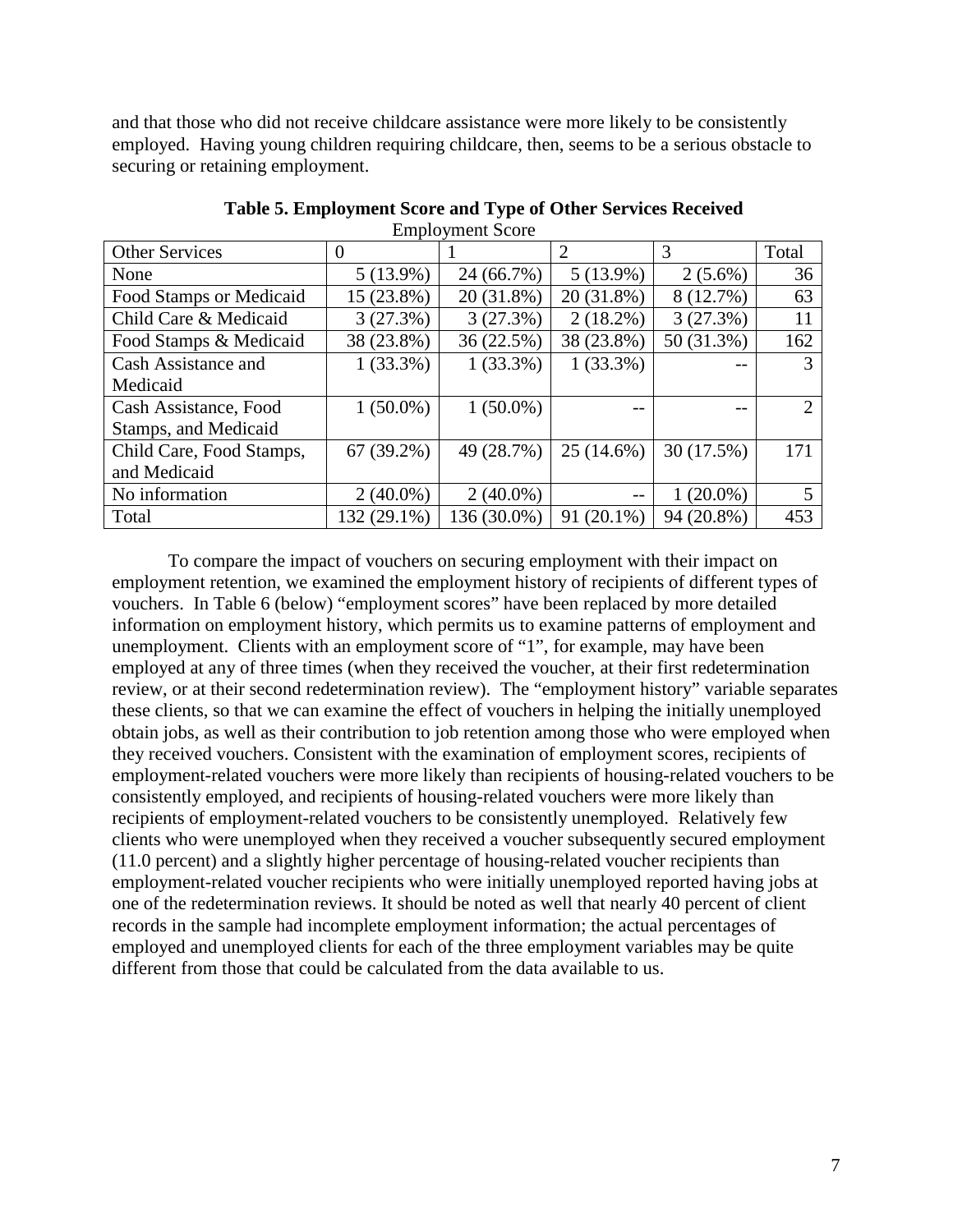and that those who did not receive childcare assistance were more likely to be consistently employed. Having young children requiring childcare, then, seems to be a serious obstacle to securing or retaining employment.

**Table 5. Employment Score and Type of Other Services Received**

| | Employment Score | | | | |
|---|---|---|---|---|---|
| Other Services | 0 | 1 | 2 | 3 | Total |
| None | 5 (13.9%) | 24 (66.7%) | 5 (13.9%) | 2 (5.6%) | 36 |
| Food Stamps or Medicaid | 15 (23.8%) | 20 (31.8%) | 20 (31.8%) | 8 (12.7%) | 63 |
| Child Care & Medicaid | 3 (27.3%) | 3 (27.3%) | 2 (18.2%) | 3 (27.3%) | 11 |
| Food Stamps & Medicaid | 38 (23.8%) | 36 (22.5%) | 38 (23.8%) | 50 (31.3%) | 162 |
| Cash Assistance and Medicaid | 1 (33.3%) | 1 (33.3%) | 1 (33.3%) | -- | 3 |
| Cash Assistance, Food Stamps, and Medicaid | 1 (50.0%) | 1 (50.0%) | -- | -- | 2 |
| Child Care, Food Stamps, and Medicaid | 67 (39.2%) | 49 (28.7%) | 25 (14.6%) | 30 (17.5%) | 171 |
| No information | 2 (40.0%) | 2 (40.0%) | -- | 1 (20.0%) | 5 |
| Total | 132 (29.1%) | 136 (30.0%) | 91 (20.1%) | 94 (20.8%) | 453 |

To compare the impact of vouchers on securing employment with their impact on employment retention, we examined the employment history of recipients of different types of vouchers. In Table 6 (below) "employment scores" have been replaced by more detailed information on employment history, which permits us to examine patterns of employment and unemployment. Clients with an employment score of "1", for example, may have been employed at any of three times (when they received the voucher, at their first redetermination review, or at their second redetermination review). The "employment history" variable separates these clients, so that we can examine the effect of vouchers in helping the initially unemployed obtain jobs, as well as their contribution to job retention among those who were employed when they received vouchers. Consistent with the examination of employment scores, recipients of employment-related vouchers were more likely than recipients of housing-related vouchers to be consistently employed, and recipients of housing-related vouchers were more likely than recipients of employment-related vouchers to be consistently unemployed. Relatively few clients who were unemployed when they received a voucher subsequently secured employment (11.0 percent) and a slightly higher percentage of housing-related voucher recipients than employment-related voucher recipients who were initially unemployed reported having jobs at one of the redetermination reviews. It should be noted as well that nearly 40 percent of client records in the sample had incomplete employment information; the actual percentages of employed and unemployed clients for each of the three employment variables may be quite different from those that could be calculated from the data available to us.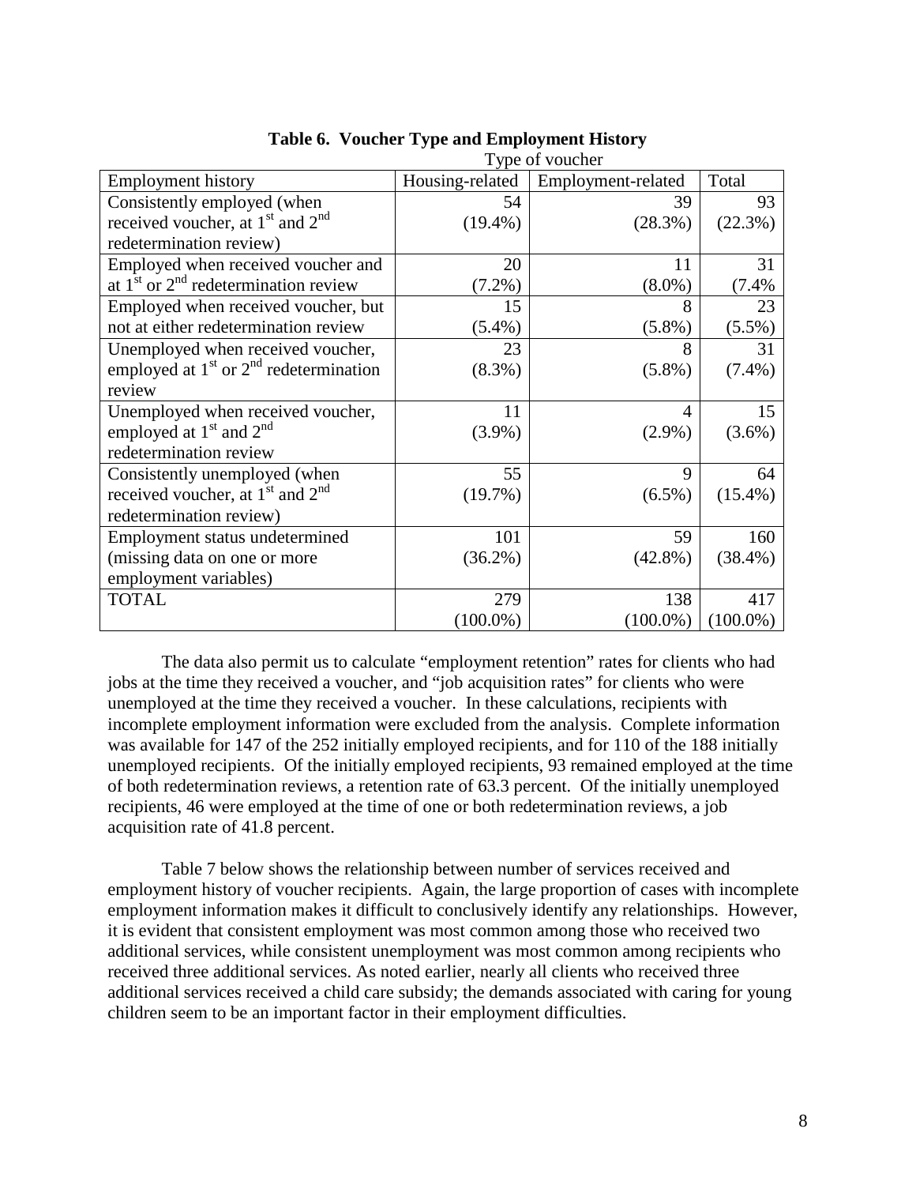**Table 6. Voucher Type and Employment History**

| Employment history | Type of voucher | | |
|---|---|---|---|
| | Housing-related | Employment-related | Total |
| Consistently employed (when received voucher, at 1st and 2nd redetermination review) | 54 (19.4%) | 39 (28.3%) | 93 (22.3%) |
| Employed when received voucher and at 1st or 2nd redetermination review | 20 (7.2%) | 11 (8.0%) | 31 (7.4% |
| Employed when received voucher, but not at either redetermination review | 15 (5.4%) | 8 (5.8%) | 23 (5.5%) |
| Unemployed when received voucher, employed at 1st or 2nd redetermination review | 23 (8.3%) | 8 (5.8%) | 31 (7.4%) |
| Unemployed when received voucher, employed at 1st and 2nd redetermination review | 11 (3.9%) | 4 (2.9%) | 15 (3.6%) |
| Consistently unemployed (when received voucher, at 1st and 2nd redetermination review) | 55 (19.7%) | 9 (6.5%) | 64 (15.4%) |
| Employment status undetermined (missing data on one or more employment variables) | 101 (36.2%) | 59 (42.8%) | 160 (38.4%) |
| TOTAL | 279 (100.0%) | 138 (100.0%) | 417 (100.0%) |

The data also permit us to calculate "employment retention" rates for clients who had jobs at the time they received a voucher, and "job acquisition rates" for clients who were unemployed at the time they received a voucher. In these calculations, recipients with incomplete employment information were excluded from the analysis. Complete information was available for 147 of the 252 initially employed recipients, and for 110 of the 188 initially unemployed recipients. Of the initially employed recipients, 93 remained employed at the time of both redetermination reviews, a retention rate of 63.3 percent. Of the initially unemployed recipients, 46 were employed at the time of one or both redetermination reviews, a job acquisition rate of 41.8 percent.

Table 7 below shows the relationship between number of services received and employment history of voucher recipients. Again, the large proportion of cases with incomplete employment information makes it difficult to conclusively identify any relationships. However, it is evident that consistent employment was most common among those who received two additional services, while consistent unemployment was most common among recipients who received three additional services. As noted earlier, nearly all clients who received three additional services received a child care subsidy; the demands associated with caring for young children seem to be an important factor in their employment difficulties.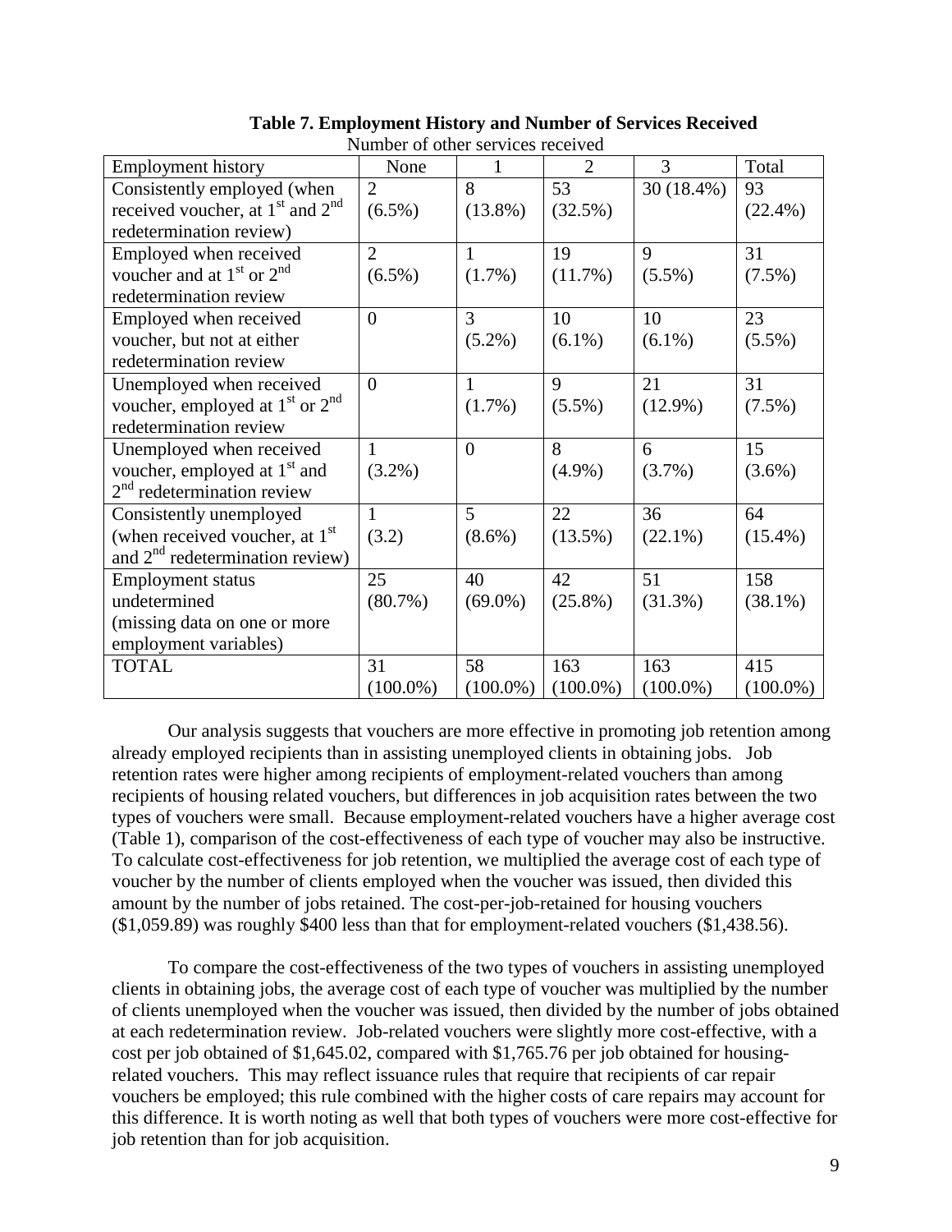**Table 7. Employment History and Number of Services Received**

| | Number of other services received | | | | |
|---|---|---|---|---|---|
| Employment history | None | 1 | 2 | 3 | Total |
| Consistently employed (when received voucher, at 1st and 2nd redetermination review) | 2 (6.5%) | 8 (13.8%) | 53 (32.5%) | 30 (18.4%) | 93 (22.4%) |
| Employed when received voucher and at 1st or 2nd redetermination review | 2 (6.5%) | 1 (1.7%) | 19 (11.7%) | 9 (5.5%) | 31 (7.5%) |
| Employed when received voucher, but not at either redetermination review | 0 | 3 (5.2%) | 10 (6.1%) | 10 (6.1%) | 23 (5.5%) |
| Unemployed when received voucher, employed at 1st or 2nd redetermination review | 0 | 1 (1.7%) | 9 (5.5%) | 21 (12.9%) | 31 (7.5%) |
| Unemployed when received voucher, employed at 1st and 2nd redetermination review | 1 (3.2%) | 0 | 8 (4.9%) | 6 (3.7%) | 15 (3.6%) |
| Consistently unemployed (when received voucher, at 1st and 2nd redetermination review) | 1 (3.2) | 5 (8.6%) | 22 (13.5%) | 36 (22.1%) | 64 (15.4%) |
| Employment status undetermined (missing data on one or more employment variables) | 25 (80.7%) | 40 (69.0%) | 42 (25.8%) | 51 (31.3%) | 158 (38.1%) |
| TOTAL | 31 (100.0%) | 58 (100.0%) | 163 (100.0%) | 163 (100.0%) | 415 (100.0%) |

Our analysis suggests that vouchers are more effective in promoting job retention among already employed recipients than in assisting unemployed clients in obtaining jobs. Job retention rates were higher among recipients of employment-related vouchers than among recipients of housing related vouchers, but differences in job acquisition rates between the two types of vouchers were small. Because employment-related vouchers have a higher average cost (Table 1), comparison of the cost-effectiveness of each type of voucher may also be instructive. To calculate cost-effectiveness for job retention, we multiplied the average cost of each type of voucher by the number of clients employed when the voucher was issued, then divided this amount by the number of jobs retained. The cost-per-job-retained for housing vouchers ($1,059.89) was roughly $400 less than that for employment-related vouchers ($1,438.56).

To compare the cost-effectiveness of the two types of vouchers in assisting unemployed clients in obtaining jobs, the average cost of each type of voucher was multiplied by the number of clients unemployed when the voucher was issued, then divided by the number of jobs obtained at each redetermination review. Job-related vouchers were slightly more cost-effective, with a cost per job obtained of $1,645.02, compared with $1,765.76 per job obtained for housing-related vouchers. This may reflect issuance rules that require that recipients of car repair vouchers be employed; this rule combined with the higher costs of care repairs may account for this difference. It is worth noting as well that both types of vouchers were more cost-effective for job retention than for job acquisition.